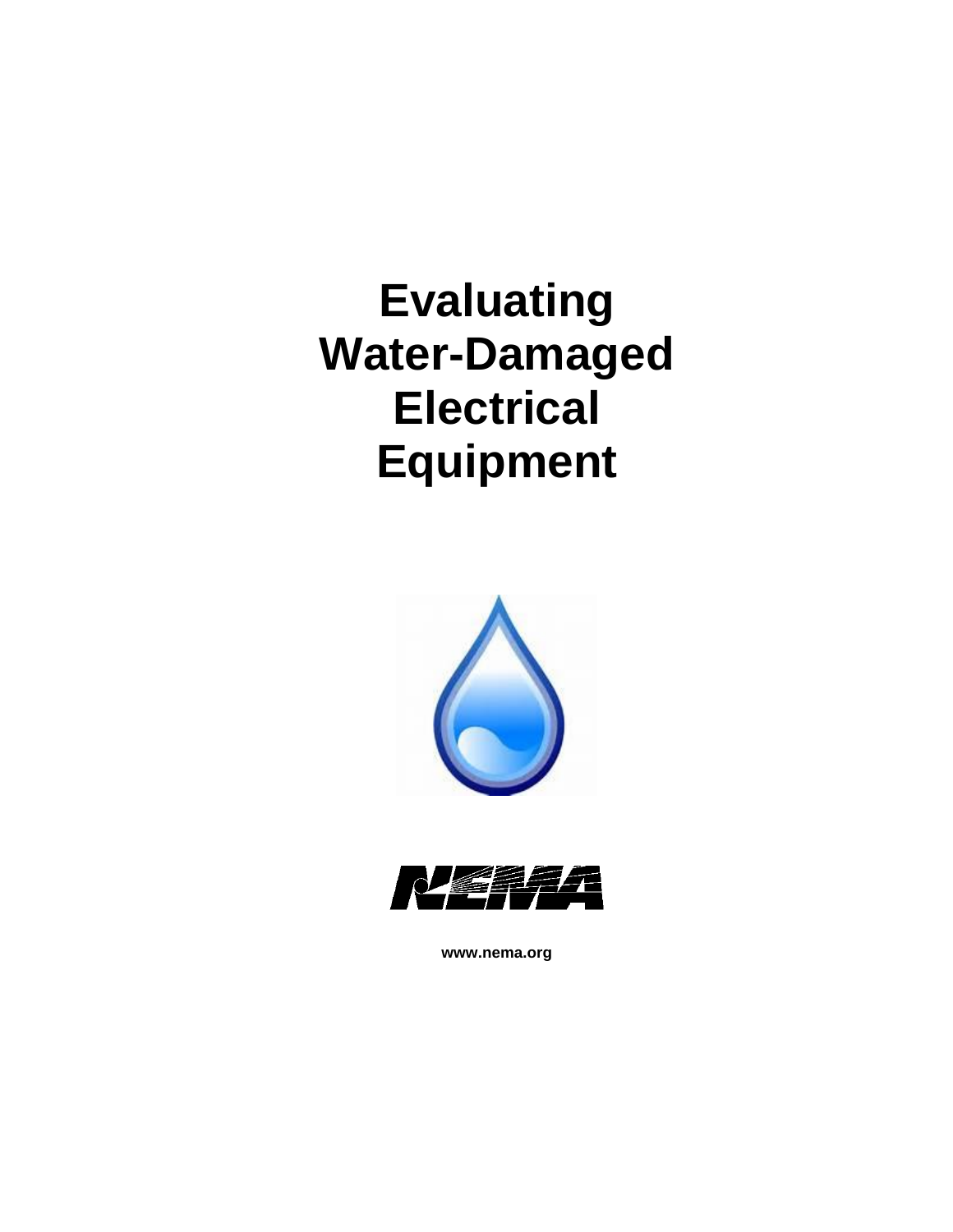# Evaluating Water-Damaged Electrical Equipment

NEMA

www.nema.org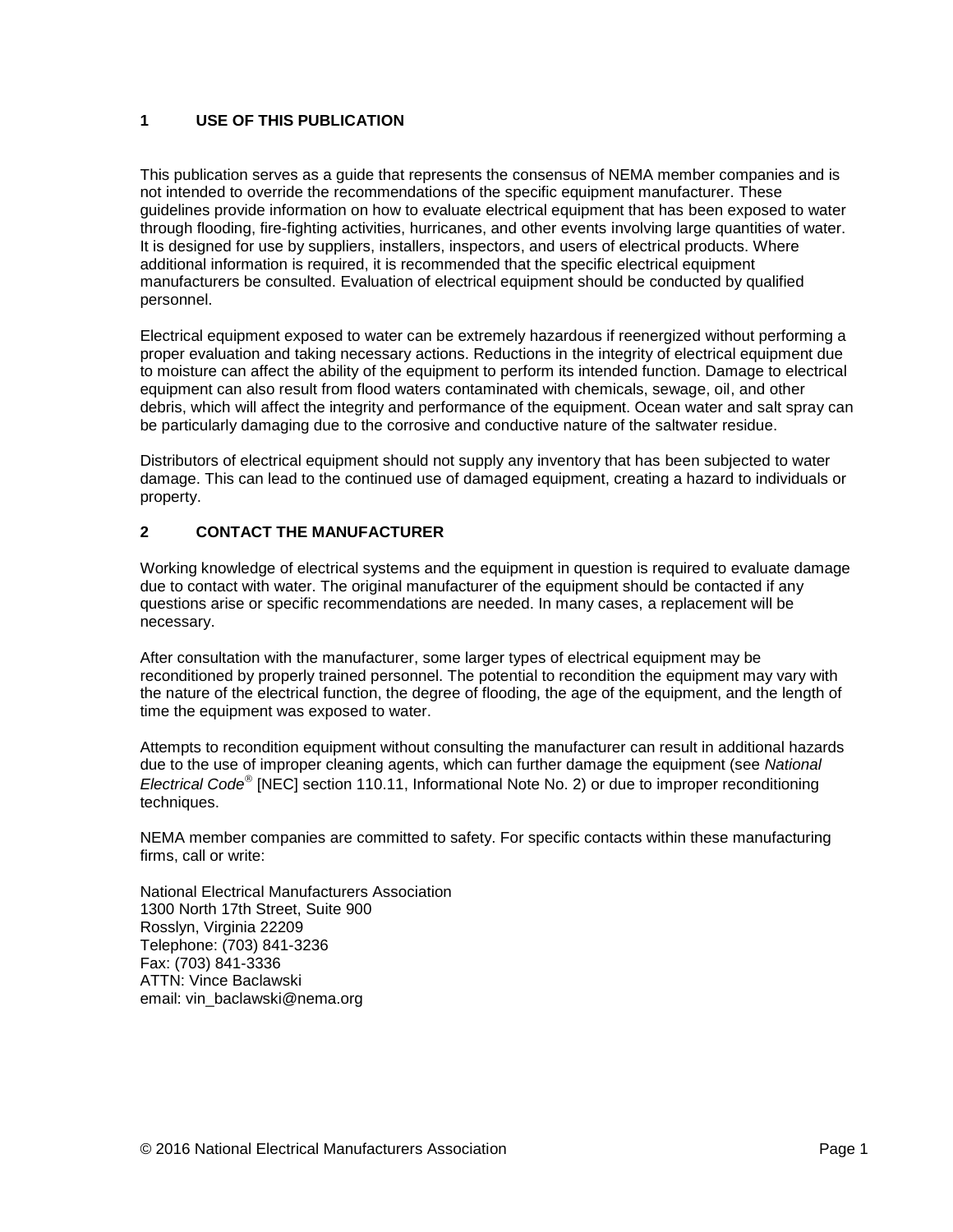## 1 USE OF THIS PUBLICATION

This publication serves as a guide that represents the consensus of NEMA member companies and is not intended to override the recommendations of the specific equipment manufacturer. These guidelines provide information on how to evaluate electrical equipment that has been exposed to water through flooding, fire-fighting activities, hurricanes, and other events involving large quantities of water. It is designed for use by suppliers, installers, inspectors, and users of electrical products. Where additional information is required, it is recommended that the specific electrical equipment manufacturers be consulted. Evaluation of electrical equipment should be conducted by qualified personnel.

Electrical equipment exposed to water can be extremely hazardous if reenergized without performing a proper evaluation and taking necessary actions. Reductions in the integrity of electrical equipment due to moisture can affect the ability of the equipment to perform its intended function. Damage to electrical equipment can also result from flood waters contaminated with chemicals, sewage, oil, and other debris, which will affect the integrity and performance of the equipment. Ocean water and salt spray can be particularly damaging due to the corrosive and conductive nature of the saltwater residue.

Distributors of electrical equipment should not supply any inventory that has been subjected to water damage. This can lead to the continued use of damaged equipment, creating a hazard to individuals or property.

## 2 CONTACT THE MANUFACTURER

Working knowledge of electrical systems and the equipment in question is required to evaluate damage due to contact with water. The original manufacturer of the equipment should be contacted if any questions arise or specific recommendations are needed. In many cases, a replacement will be necessary.

After consultation with the manufacturer, some larger types of electrical equipment may be reconditioned by properly trained personnel. The potential to recondition the equipment may vary with the nature of the electrical function, the degree of flooding, the age of the equipment, and the length of time the equipment was exposed to water.

Attempts to recondition equipment without consulting the manufacturer can result in additional hazards due to the use of improper cleaning agents, which can further damage the equipment (see *National Electrical Code®* [NEC] section 110.11, Informational Note No. 2) or due to improper reconditioning techniques.

NEMA member companies are committed to safety. For specific contacts within these manufacturing firms, call or write:

National Electrical Manufacturers Association
1300 North 17th Street, Suite 900
Rosslyn, Virginia 22209
Telephone: (703) 841-3236
Fax: (703) 841-3336
ATTN: Vince Baclawski
email: vin_baclawski@nema.org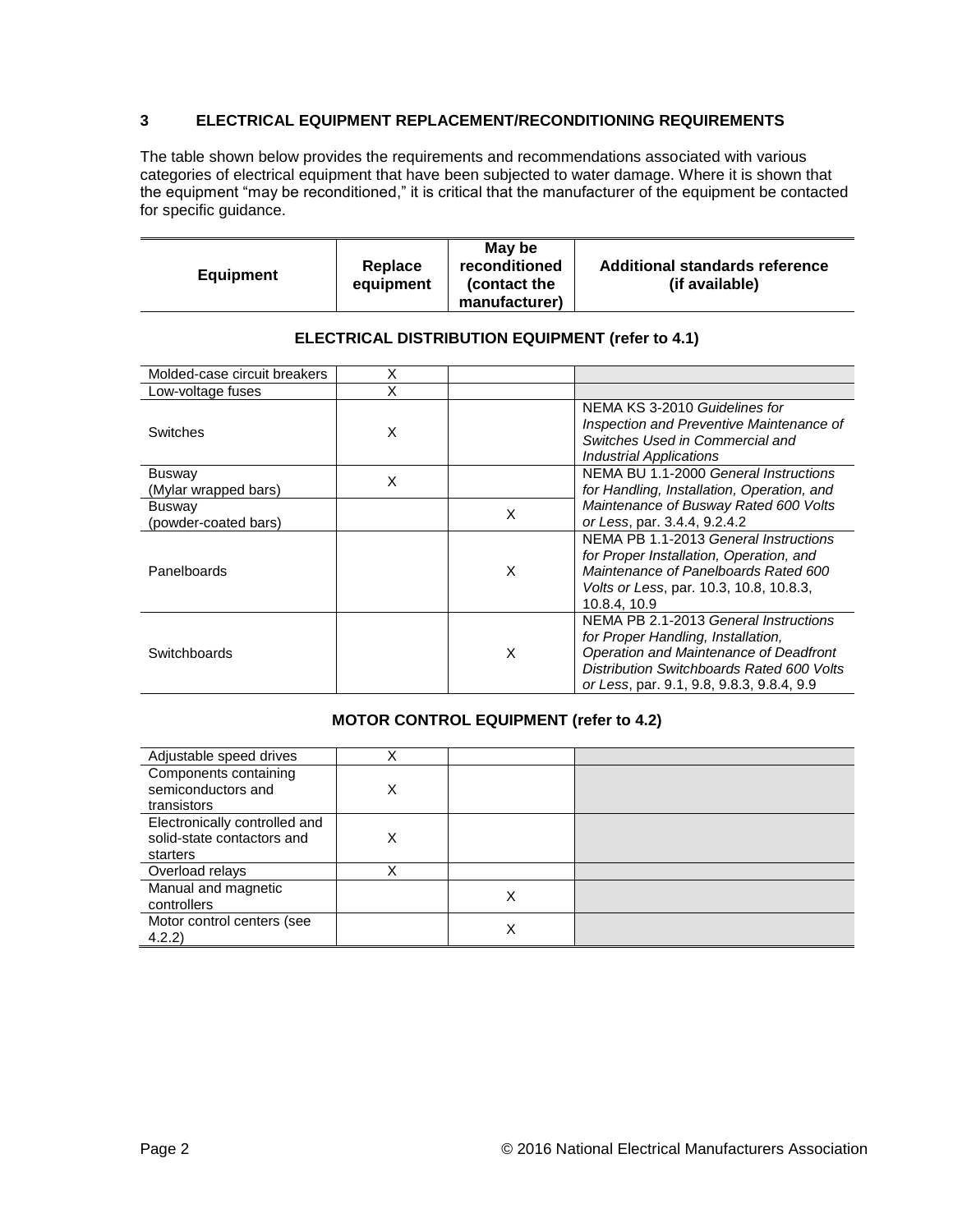## 3 ELECTRICAL EQUIPMENT REPLACEMENT/RECONDITIONING REQUIREMENTS

The table shown below provides the requirements and recommendations associated with various categories of electrical equipment that have been subjected to water damage. Where it is shown that the equipment "may be reconditioned," it is critical that the manufacturer of the equipment be contacted for specific guidance.

| Equipment | Replace equipment | May be reconditioned (contact the manufacturer) | Additional standards reference (if available) |
|---|---|---|---|
| **ELECTRICAL DISTRIBUTION EQUIPMENT (refer to 4.1)** | | | |
| Molded-case circuit breakers | X | | |
| Low-voltage fuses | X | | |
| Switches | X | | NEMA KS 3-2010 *Guidelines for Inspection and Preventive Maintenance of Switches Used in Commercial and Industrial Applications* |
| Busway (Mylar wrapped bars) | X | | NEMA BU 1.1-2000 *General Instructions for Handling, Installation, Operation, and Maintenance of Busway Rated 600 Volts or Less*, par. 3.4.4, 9.2.4.2 |
| Busway (powder-coated bars) | | X | NEMA BU 1.1-2000 *General Instructions for Handling, Installation, Operation, and Maintenance of Busway Rated 600 Volts or Less*, par. 3.4.4, 9.2.4.2 |
| Panelboards | | X | NEMA PB 1.1-2013 *General Instructions for Proper Installation, Operation, and Maintenance of Panelboards Rated 600 Volts or Less*, par. 10.3, 10.8, 10.8.3, 10.8.4, 10.9 |
| Switchboards | | X | NEMA PB 2.1-2013 *General Instructions for Proper Handling, Installation, Operation and Maintenance of Deadfront Distribution Switchboards Rated 600 Volts or Less*, par. 9.1, 9.8, 9.8.3, 9.8.4, 9.9 |
| **MOTOR CONTROL EQUIPMENT (refer to 4.2)** | | | |
| Adjustable speed drives | X | | |
| Components containing semiconductors and transistors | X | | |
| Electronically controlled and solid-state contactors and starters | X | | |
| Overload relays | X | | |
| Manual and magnetic controllers | | X | |
| Motor control centers (see 4.2.2) | | X | |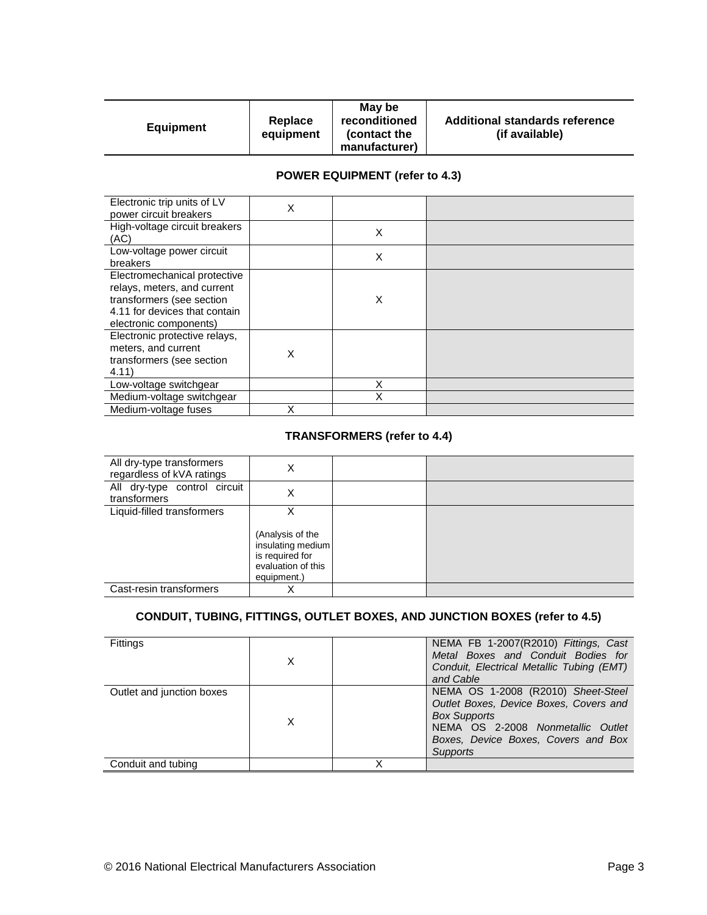| Equipment | Replace equipment | May be reconditioned (contact the manufacturer) | Additional standards reference (if available) |
|---|---|---|---|
| **POWER EQUIPMENT (refer to 4.3)** | | | |
| Electronic trip units of LV power circuit breakers | X | | |
| High-voltage circuit breakers (AC) | | X | |
| Low-voltage power circuit breakers | | X | |
| Electromechanical protective relays, meters, and current transformers (see section 4.11 for devices that contain electronic components) | | X | |
| Electronic protective relays, meters, and current transformers (see section 4.11) | X | | |
| Low-voltage switchgear | | X | |
| Medium-voltage switchgear | | X | |
| Medium-voltage fuses | X | | |
| **TRANSFORMERS (refer to 4.4)** | | | |
| All dry-type transformers regardless of kVA ratings | X | | |
| All dry-type control circuit transformers | X | | |
| Liquid-filled transformers | X (Analysis of the insulating medium is required for evaluation of this equipment.) | | |
| Cast-resin transformers | X | | |
| **CONDUIT, TUBING, FITTINGS, OUTLET BOXES, AND JUNCTION BOXES (refer to 4.5)** | | | |
| Fittings | X | | NEMA FB 1-2007(R2010) *Fittings, Cast Metal Boxes and Conduit Bodies for Conduit, Electrical Metallic Tubing (EMT) and Cable* |
| Outlet and junction boxes | X | | NEMA OS 1-2008 (R2010) *Sheet-Steel Outlet Boxes, Device Boxes, Covers and Box Supports* NEMA OS 2-2008 *Nonmetallic Outlet Boxes, Device Boxes, Covers and Box Supports* |
| Conduit and tubing | | X | |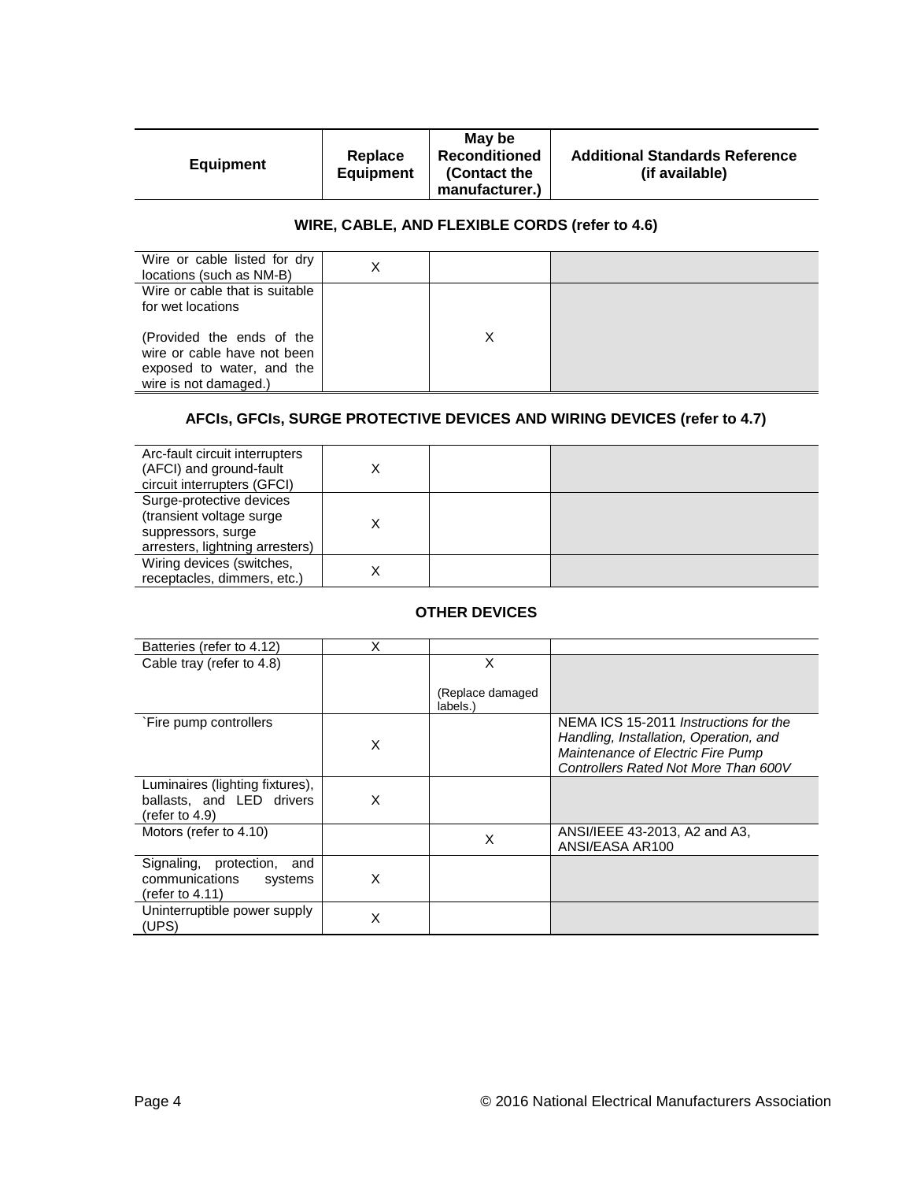| Equipment | Replace Equipment | May be Reconditioned (Contact the manufacturer.) | Additional Standards Reference (if available) |
|---|---|---|---|
| **WIRE, CABLE, AND FLEXIBLE CORDS (refer to 4.6)** | | | |
| Wire or cable listed for dry locations (such as NM-B) | X | | |
| Wire or cable that is suitable for wet locations<br><br>(Provided the ends of the wire or cable have not been exposed to water, and the wire is not damaged.) | | X | |
| **AFCIs, GFCIs, SURGE PROTECTIVE DEVICES AND WIRING DEVICES (refer to 4.7)** | | | |
| Arc-fault circuit interrupters (AFCI) and ground-fault circuit interrupters (GFCI) | X | | |
| Surge-protective devices (transient voltage surge suppressors, surge arresters, lightning arresters) | X | | |
| Wiring devices (switches, receptacles, dimmers, etc.) | X | | |
| **OTHER DEVICES** | | | |
| Batteries (refer to 4.12) | X | | |
| Cable tray (refer to 4.8) | | X<br><br>(Replace damaged labels.) | |
| `Fire pump controllers | X | | NEMA ICS 15-2011 *Instructions for the Handling, Installation, Operation, and Maintenance of Electric Fire Pump Controllers Rated Not More Than 600V* |
| Luminaires (lighting fixtures), ballasts, and LED drivers (refer to 4.9) | X | | |
| Motors (refer to 4.10) | | X | ANSI/IEEE 43-2013, A2 and A3, ANSI/EASA AR100 |
| Signaling, protection, and communications systems (refer to 4.11) | X | | |
| Uninterruptible power supply (UPS) | X | | |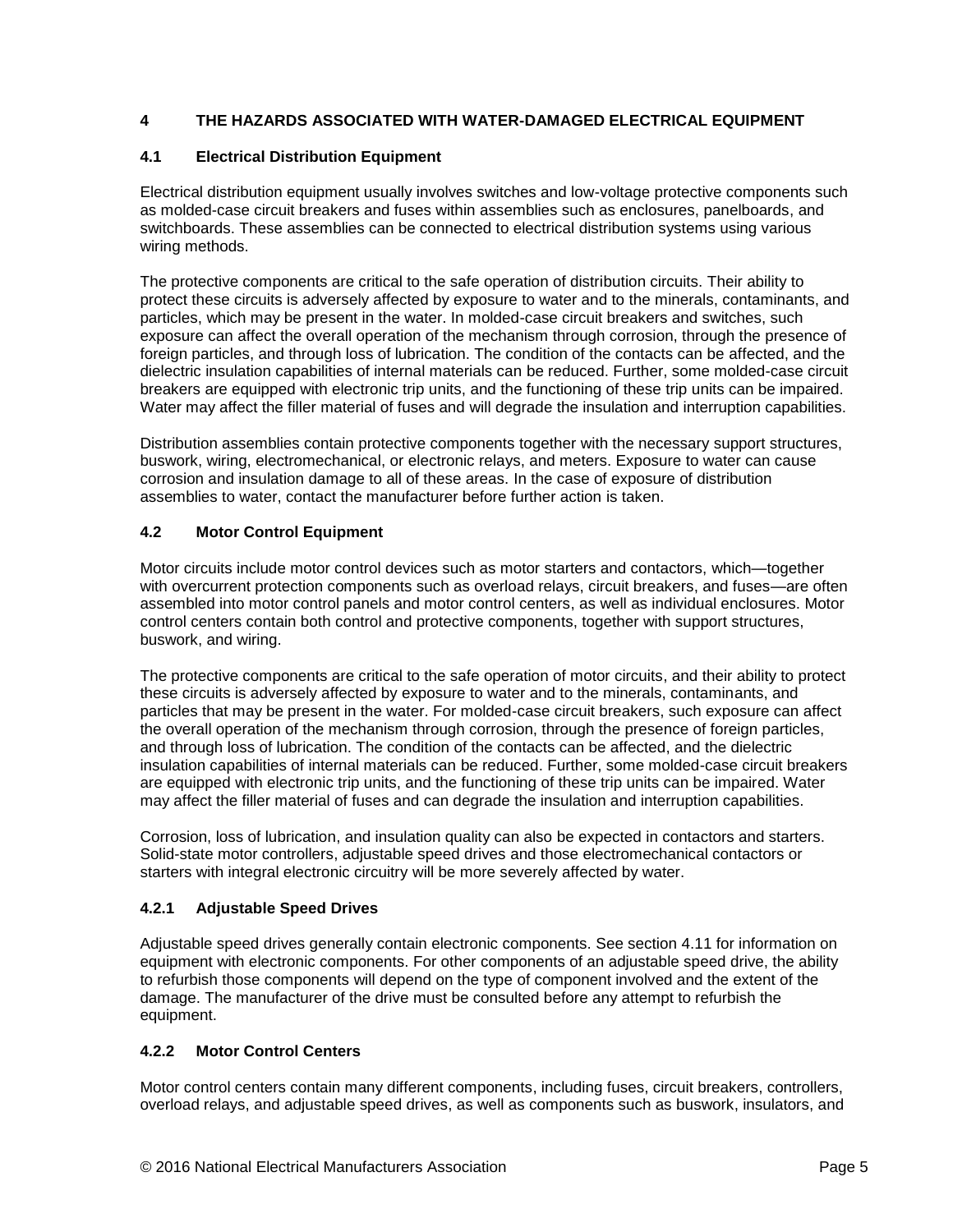# 4 THE HAZARDS ASSOCIATED WITH WATER-DAMAGED ELECTRICAL EQUIPMENT

## 4.1 Electrical Distribution Equipment

Electrical distribution equipment usually involves switches and low-voltage protective components such as molded-case circuit breakers and fuses within assemblies such as enclosures, panelboards, and switchboards. These assemblies can be connected to electrical distribution systems using various wiring methods.

The protective components are critical to the safe operation of distribution circuits. Their ability to protect these circuits is adversely affected by exposure to water and to the minerals, contaminants, and particles, which may be present in the water. In molded-case circuit breakers and switches, such exposure can affect the overall operation of the mechanism through corrosion, through the presence of foreign particles, and through loss of lubrication. The condition of the contacts can be affected, and the dielectric insulation capabilities of internal materials can be reduced. Further, some molded-case circuit breakers are equipped with electronic trip units, and the functioning of these trip units can be impaired. Water may affect the filler material of fuses and will degrade the insulation and interruption capabilities.

Distribution assemblies contain protective components together with the necessary support structures, buswork, wiring, electromechanical, or electronic relays, and meters. Exposure to water can cause corrosion and insulation damage to all of these areas. In the case of exposure of distribution assemblies to water, contact the manufacturer before further action is taken.

## 4.2 Motor Control Equipment

Motor circuits include motor control devices such as motor starters and contactors, which—together with overcurrent protection components such as overload relays, circuit breakers, and fuses—are often assembled into motor control panels and motor control centers, as well as individual enclosures. Motor control centers contain both control and protective components, together with support structures, buswork, and wiring.

The protective components are critical to the safe operation of motor circuits, and their ability to protect these circuits is adversely affected by exposure to water and to the minerals, contaminants, and particles that may be present in the water. For molded-case circuit breakers, such exposure can affect the overall operation of the mechanism through corrosion, through the presence of foreign particles, and through loss of lubrication. The condition of the contacts can be affected, and the dielectric insulation capabilities of internal materials can be reduced. Further, some molded-case circuit breakers are equipped with electronic trip units, and the functioning of these trip units can be impaired. Water may affect the filler material of fuses and can degrade the insulation and interruption capabilities.

Corrosion, loss of lubrication, and insulation quality can also be expected in contactors and starters. Solid-state motor controllers, adjustable speed drives and those electromechanical contactors or starters with integral electronic circuitry will be more severely affected by water.

### 4.2.1 Adjustable Speed Drives

Adjustable speed drives generally contain electronic components. See section 4.11 for information on equipment with electronic components. For other components of an adjustable speed drive, the ability to refurbish those components will depend on the type of component involved and the extent of the damage. The manufacturer of the drive must be consulted before any attempt to refurbish the equipment.

### 4.2.2 Motor Control Centers

Motor control centers contain many different components, including fuses, circuit breakers, controllers, overload relays, and adjustable speed drives, as well as components such as buswork, insulators, and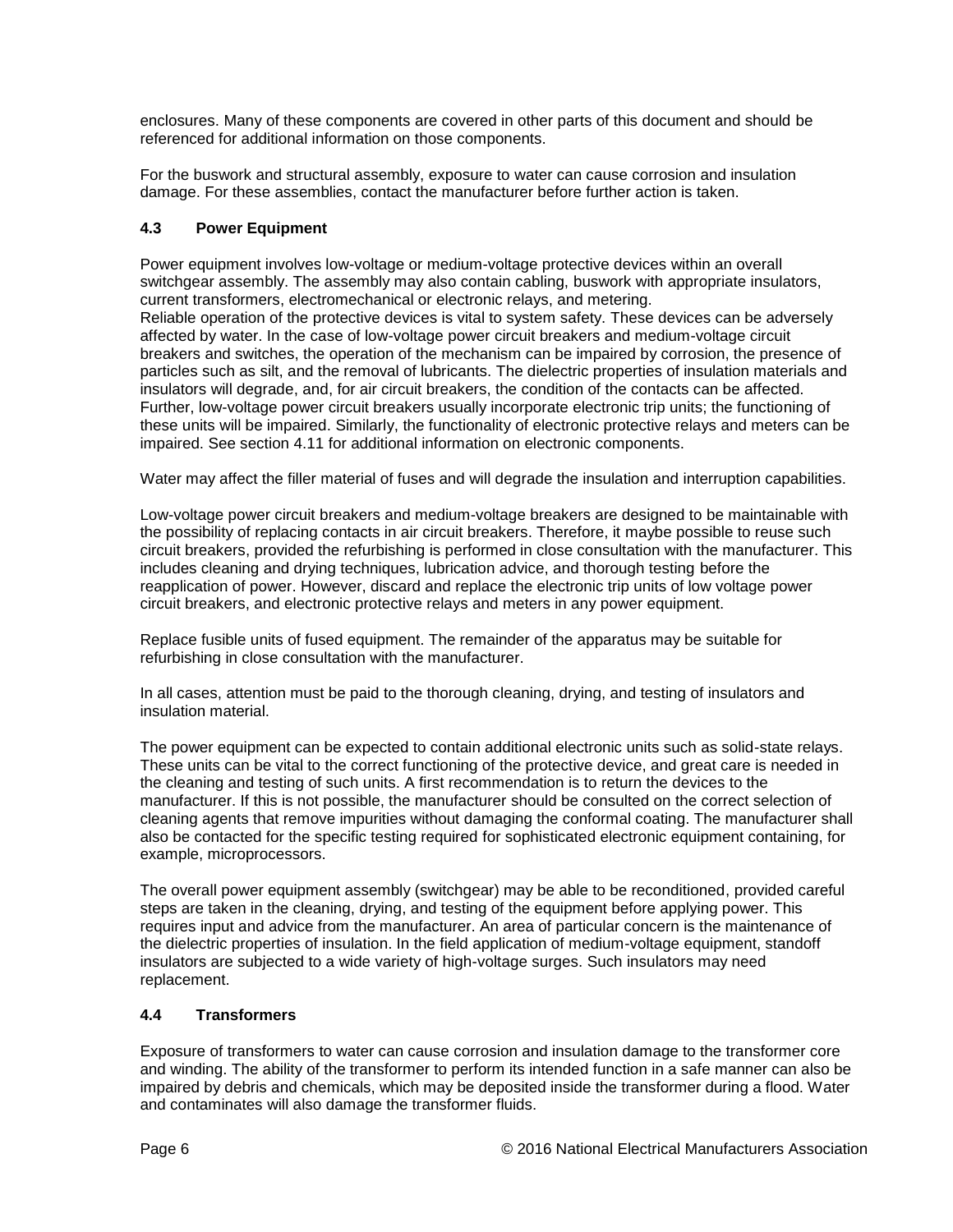enclosures. Many of these components are covered in other parts of this document and should be referenced for additional information on those components.

For the buswork and structural assembly, exposure to water can cause corrosion and insulation damage. For these assemblies, contact the manufacturer before further action is taken.

### 4.3 Power Equipment

Power equipment involves low-voltage or medium-voltage protective devices within an overall switchgear assembly. The assembly may also contain cabling, buswork with appropriate insulators, current transformers, electromechanical or electronic relays, and metering.
Reliable operation of the protective devices is vital to system safety. These devices can be adversely affected by water. In the case of low-voltage power circuit breakers and medium-voltage circuit breakers and switches, the operation of the mechanism can be impaired by corrosion, the presence of particles such as silt, and the removal of lubricants. The dielectric properties of insulation materials and insulators will degrade, and, for air circuit breakers, the condition of the contacts can be affected. Further, low-voltage power circuit breakers usually incorporate electronic trip units; the functioning of these units will be impaired. Similarly, the functionality of electronic protective relays and meters can be impaired. See section 4.11 for additional information on electronic components.

Water may affect the filler material of fuses and will degrade the insulation and interruption capabilities.

Low-voltage power circuit breakers and medium-voltage breakers are designed to be maintainable with the possibility of replacing contacts in air circuit breakers. Therefore, it maybe possible to reuse such circuit breakers, provided the refurbishing is performed in close consultation with the manufacturer. This includes cleaning and drying techniques, lubrication advice, and thorough testing before the reapplication of power. However, discard and replace the electronic trip units of low voltage power circuit breakers, and electronic protective relays and meters in any power equipment.

Replace fusible units of fused equipment. The remainder of the apparatus may be suitable for refurbishing in close consultation with the manufacturer.

In all cases, attention must be paid to the thorough cleaning, drying, and testing of insulators and insulation material.

The power equipment can be expected to contain additional electronic units such as solid-state relays. These units can be vital to the correct functioning of the protective device, and great care is needed in the cleaning and testing of such units. A first recommendation is to return the devices to the manufacturer. If this is not possible, the manufacturer should be consulted on the correct selection of cleaning agents that remove impurities without damaging the conformal coating. The manufacturer shall also be contacted for the specific testing required for sophisticated electronic equipment containing, for example, microprocessors.

The overall power equipment assembly (switchgear) may be able to be reconditioned, provided careful steps are taken in the cleaning, drying, and testing of the equipment before applying power. This requires input and advice from the manufacturer. An area of particular concern is the maintenance of the dielectric properties of insulation. In the field application of medium-voltage equipment, standoff insulators are subjected to a wide variety of high-voltage surges. Such insulators may need replacement.

### 4.4 Transformers

Exposure of transformers to water can cause corrosion and insulation damage to the transformer core and winding. The ability of the transformer to perform its intended function in a safe manner can also be impaired by debris and chemicals, which may be deposited inside the transformer during a flood. Water and contaminates will also damage the transformer fluids.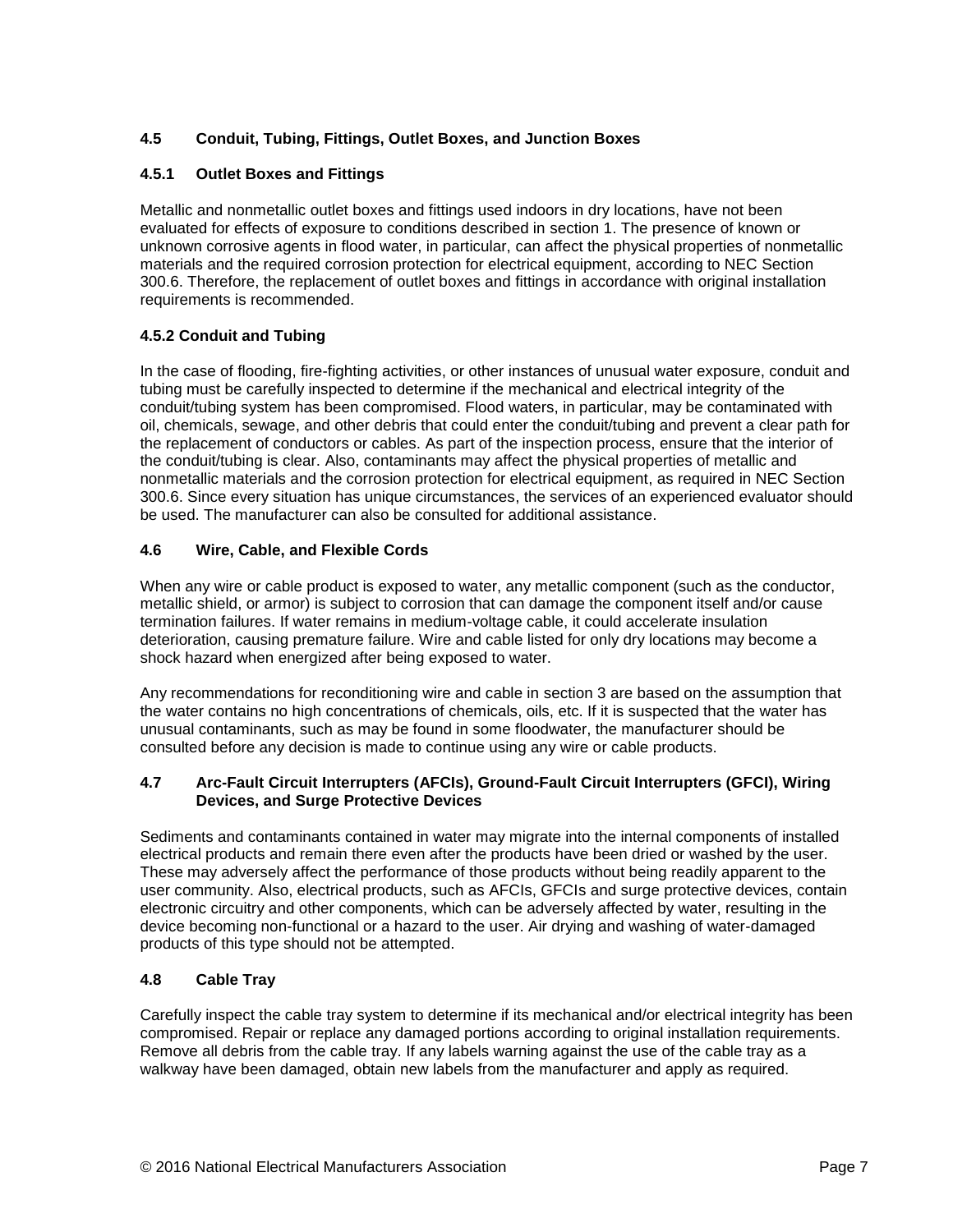## 4.5 Conduit, Tubing, Fittings, Outlet Boxes, and Junction Boxes

### 4.5.1 Outlet Boxes and Fittings

Metallic and nonmetallic outlet boxes and fittings used indoors in dry locations, have not been evaluated for effects of exposure to conditions described in section 1. The presence of known or unknown corrosive agents in flood water, in particular, can affect the physical properties of nonmetallic materials and the required corrosion protection for electrical equipment, according to NEC Section 300.6. Therefore, the replacement of outlet boxes and fittings in accordance with original installation requirements is recommended.

### 4.5.2 Conduit and Tubing

In the case of flooding, fire-fighting activities, or other instances of unusual water exposure, conduit and tubing must be carefully inspected to determine if the mechanical and electrical integrity of the conduit/tubing system has been compromised. Flood waters, in particular, may be contaminated with oil, chemicals, sewage, and other debris that could enter the conduit/tubing and prevent a clear path for the replacement of conductors or cables. As part of the inspection process, ensure that the interior of the conduit/tubing is clear. Also, contaminants may affect the physical properties of metallic and nonmetallic materials and the corrosion protection for electrical equipment, as required in NEC Section 300.6. Since every situation has unique circumstances, the services of an experienced evaluator should be used. The manufacturer can also be consulted for additional assistance.

## 4.6 Wire, Cable, and Flexible Cords

When any wire or cable product is exposed to water, any metallic component (such as the conductor, metallic shield, or armor) is subject to corrosion that can damage the component itself and/or cause termination failures. If water remains in medium-voltage cable, it could accelerate insulation deterioration, causing premature failure. Wire and cable listed for only dry locations may become a shock hazard when energized after being exposed to water.

Any recommendations for reconditioning wire and cable in section 3 are based on the assumption that the water contains no high concentrations of chemicals, oils, etc. If it is suspected that the water has unusual contaminants, such as may be found in some floodwater, the manufacturer should be consulted before any decision is made to continue using any wire or cable products.

## 4.7 Arc-Fault Circuit Interrupters (AFCIs), Ground-Fault Circuit Interrupters (GFCI), Wiring Devices, and Surge Protective Devices

Sediments and contaminants contained in water may migrate into the internal components of installed electrical products and remain there even after the products have been dried or washed by the user. These may adversely affect the performance of those products without being readily apparent to the user community. Also, electrical products, such as AFCIs, GFCIs and surge protective devices, contain electronic circuitry and other components, which can be adversely affected by water, resulting in the device becoming non-functional or a hazard to the user. Air drying and washing of water-damaged products of this type should not be attempted.

## 4.8 Cable Tray

Carefully inspect the cable tray system to determine if its mechanical and/or electrical integrity has been compromised. Repair or replace any damaged portions according to original installation requirements. Remove all debris from the cable tray. If any labels warning against the use of the cable tray as a walkway have been damaged, obtain new labels from the manufacturer and apply as required.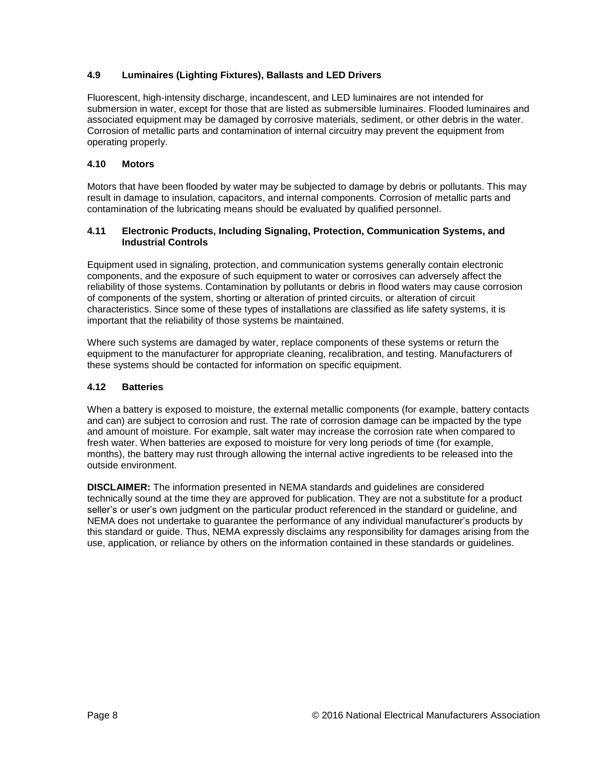### 4.9 Luminaires (Lighting Fixtures), Ballasts and LED Drivers

Fluorescent, high-intensity discharge, incandescent, and LED luminaires are not intended for submersion in water, except for those that are listed as submersible luminaires. Flooded luminaires and associated equipment may be damaged by corrosive materials, sediment, or other debris in the water. Corrosion of metallic parts and contamination of internal circuitry may prevent the equipment from operating properly.

### 4.10 Motors

Motors that have been flooded by water may be subjected to damage by debris or pollutants. This may result in damage to insulation, capacitors, and internal components. Corrosion of metallic parts and contamination of the lubricating means should be evaluated by qualified personnel.

### 4.11 Electronic Products, Including Signaling, Protection, Communication Systems, and Industrial Controls

Equipment used in signaling, protection, and communication systems generally contain electronic components, and the exposure of such equipment to water or corrosives can adversely affect the reliability of those systems. Contamination by pollutants or debris in flood waters may cause corrosion of components of the system, shorting or alteration of printed circuits, or alteration of circuit characteristics. Since some of these types of installations are classified as life safety systems, it is important that the reliability of those systems be maintained.

Where such systems are damaged by water, replace components of these systems or return the equipment to the manufacturer for appropriate cleaning, recalibration, and testing. Manufacturers of these systems should be contacted for information on specific equipment.

### 4.12 Batteries

When a battery is exposed to moisture, the external metallic components (for example, battery contacts and can) are subject to corrosion and rust. The rate of corrosion damage can be impacted by the type and amount of moisture. For example, salt water may increase the corrosion rate when compared to fresh water. When batteries are exposed to moisture for very long periods of time (for example, months), the battery may rust through allowing the internal active ingredients to be released into the outside environment.

**DISCLAIMER:** The information presented in NEMA standards and guidelines are considered technically sound at the time they are approved for publication. They are not a substitute for a product seller's or user's own judgment on the particular product referenced in the standard or guideline, and NEMA does not undertake to guarantee the performance of any individual manufacturer's products by this standard or guide. Thus, NEMA expressly disclaims any responsibility for damages arising from the use, application, or reliance by others on the information contained in these standards or guidelines.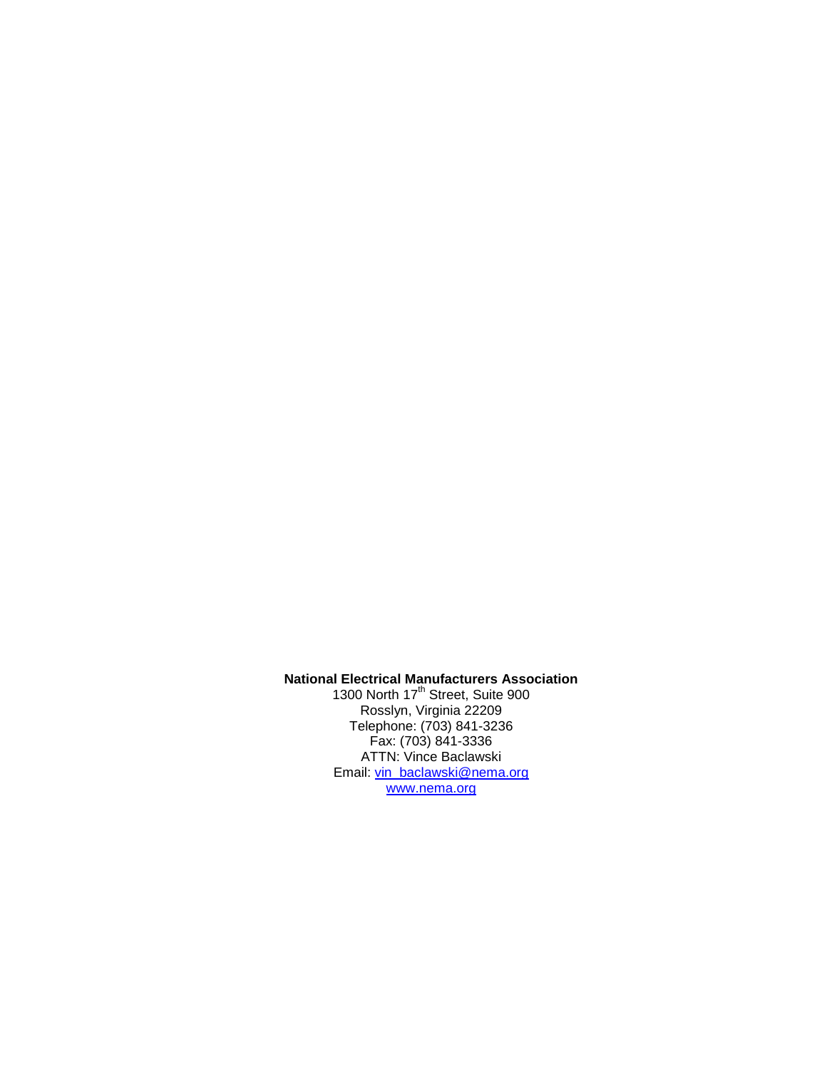**National Electrical Manufacturers Association**

1300 North 17th Street, Suite 900

Rosslyn, Virginia 22209

Telephone: (703) 841-3236

Fax: (703) 841-3336

ATTN: Vince Baclawski

Email: vin_baclawski@nema.org

www.nema.org